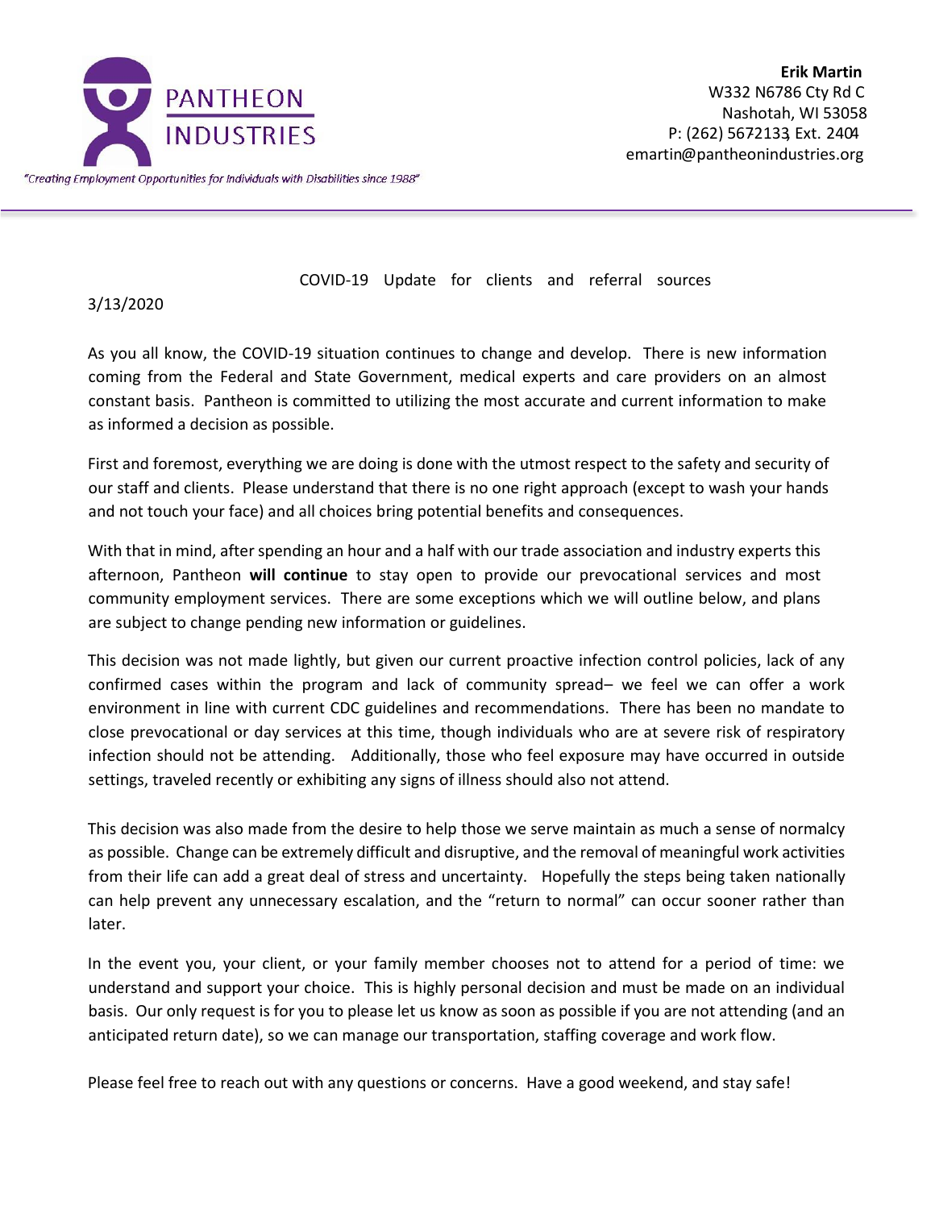PANTHEON INDUSTRIES

*"Creating Employment Opportunities for Individuals with Disabilities since 1988"*

**Erik Martin**
W332 N6786 Cty Rd C
Nashotah, WI 53058
P: (262) 567-2133, Ext. 2404
emartin@pantheonindustries.org

COVID-19 Update for clients and referral sources

3/13/2020

As you all know, the COVID-19 situation continues to change and develop. There is new information coming from the Federal and State Government, medical experts and care providers on an almost constant basis. Pantheon is committed to utilizing the most accurate and current information to make as informed a decision as possible.

First and foremost, everything we are doing is done with the utmost respect to the safety and security of our staff and clients. Please understand that there is no one right approach (except to wash your hands and not touch your face) and all choices bring potential benefits and consequences.

With that in mind, after spending an hour and a half with our trade association and industry experts this afternoon, Pantheon **will continue** to stay open to provide our prevocational services and most community employment services. There are some exceptions which we will outline below, and plans are subject to change pending new information or guidelines.

This decision was not made lightly, but given our current proactive infection control policies, lack of any confirmed cases within the program and lack of community spread– we feel we can offer a work environment in line with current CDC guidelines and recommendations. There has been no mandate to close prevocational or day services at this time, though individuals who are at severe risk of respiratory infection should not be attending. Additionally, those who feel exposure may have occurred in outside settings, traveled recently or exhibiting any signs of illness should also not attend.

This decision was also made from the desire to help those we serve maintain as much a sense of normalcy as possible. Change can be extremely difficult and disruptive, and the removal of meaningful work activities from their life can add a great deal of stress and uncertainty. Hopefully the steps being taken nationally can help prevent any unnecessary escalation, and the "return to normal" can occur sooner rather than later.

In the event you, your client, or your family member chooses not to attend for a period of time: we understand and support your choice. This is highly personal decision and must be made on an individual basis. Our only request is for you to please let us know as soon as possible if you are not attending (and an anticipated return date), so we can manage our transportation, staffing coverage and work flow.

Please feel free to reach out with any questions or concerns. Have a good weekend, and stay safe!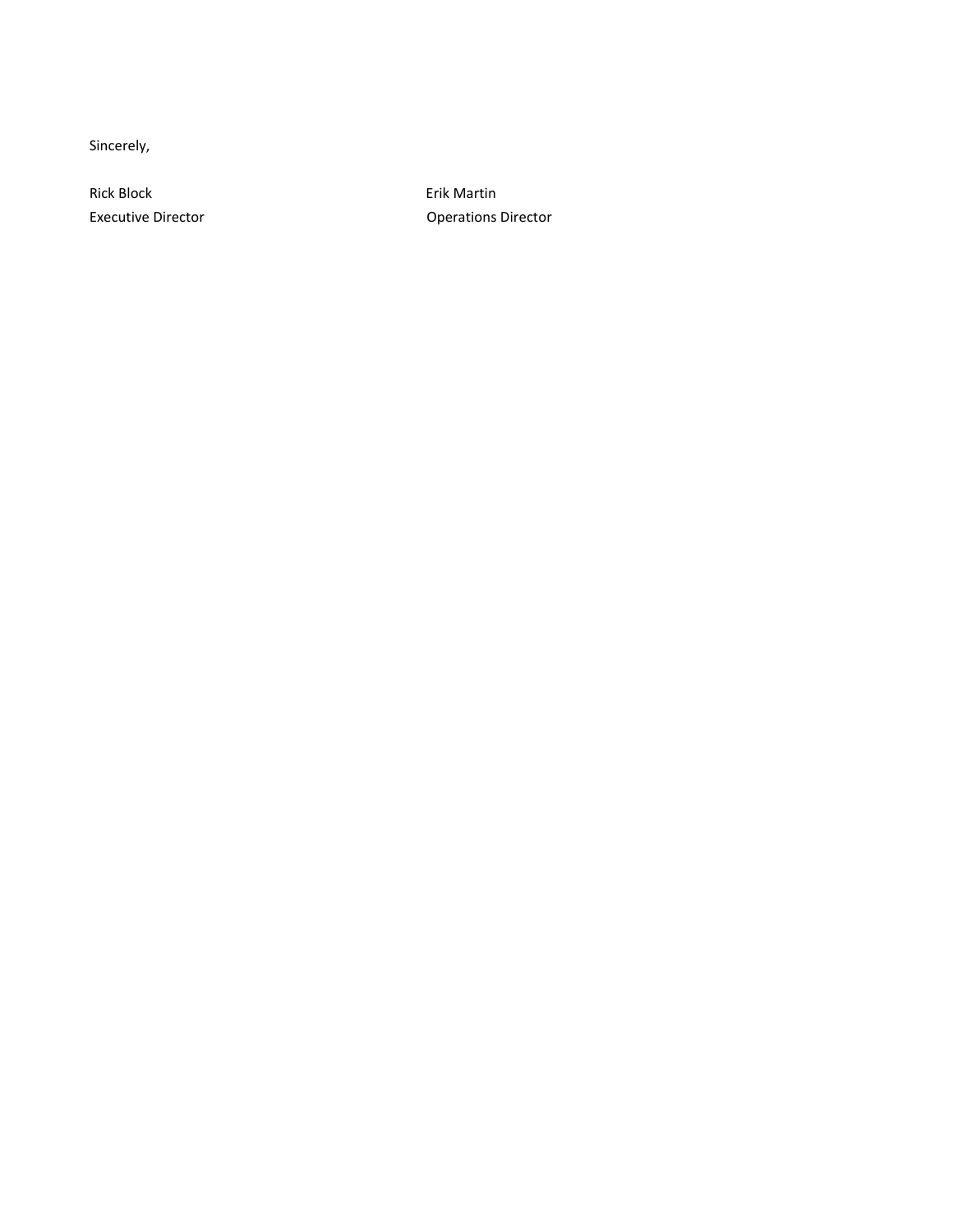Sincerely,

Rick Block
Executive Director

Erik Martin
Operations Director